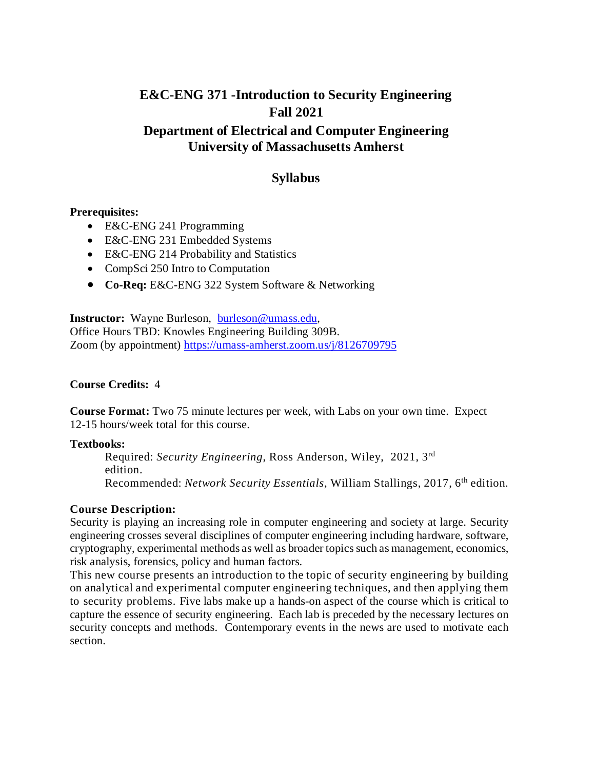# E&C-ENG 371 -Introduction to Security Engineering
# Fall 2021
## Department of Electrical and Computer Engineering
## University of Massachusetts Amherst

## Syllabus

**Prerequisites:**

- E&C-ENG 241 Programming
- E&C-ENG 231 Embedded Systems
- E&C-ENG 214 Probability and Statistics
- CompSci 250 Intro to Computation
- **Co-Req:** E&C-ENG 322 System Software & Networking

**Instructor:** Wayne Burleson, burleson@umass.edu,
Office Hours TBD: Knowles Engineering Building 309B.
Zoom (by appointment) https://umass-amherst.zoom.us/j/8126709795

**Course Credits:** 4

**Course Format:** Two 75 minute lectures per week, with Labs on your own time. Expect 12-15 hours/week total for this course.

**Textbooks:**

Required: *Security Engineering*, Ross Anderson, Wiley, 2021, 3rd edition.
Recommended: *Network Security Essentials*, William Stallings, 2017, 6th edition.

**Course Description:**

Security is playing an increasing role in computer engineering and society at large. Security engineering crosses several disciplines of computer engineering including hardware, software, cryptography, experimental methods as well as broader topics such as management, economics, risk analysis, forensics, policy and human factors.
This new course presents an introduction to the topic of security engineering by building on analytical and experimental computer engineering techniques, and then applying them to security problems. Five labs make up a hands-on aspect of the course which is critical to capture the essence of security engineering. Each lab is preceded by the necessary lectures on security concepts and methods. Contemporary events in the news are used to motivate each section.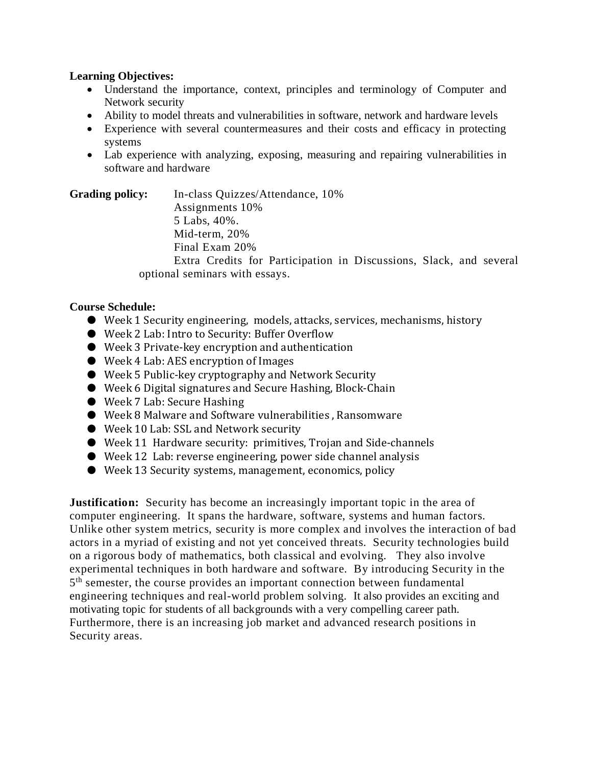**Learning Objectives:**

- Understand the importance, context, principles and terminology of Computer and Network security
- Ability to model threats and vulnerabilities in software, network and hardware levels
- Experience with several countermeasures and their costs and efficacy in protecting systems
- Lab experience with analyzing, exposing, measuring and repairing vulnerabilities in software and hardware

**Grading policy:** In-class Quizzes/Attendance, 10%
Assignments 10%
5 Labs, 40%.
Mid-term, 20%
Final Exam 20%
Extra Credits for Participation in Discussions, Slack, and several optional seminars with essays.

**Course Schedule:**

- Week 1 Security engineering, models, attacks, services, mechanisms, history
- Week 2 Lab: Intro to Security: Buffer Overflow
- Week 3 Private-key encryption and authentication
- Week 4 Lab: AES encryption of Images
- Week 5 Public-key cryptography and Network Security
- Week 6 Digital signatures and Secure Hashing, Block-Chain
- Week 7 Lab: Secure Hashing
- Week 8 Malware and Software vulnerabilities , Ransomware
- Week 10 Lab: SSL and Network security
- Week 11 Hardware security: primitives, Trojan and Side-channels
- Week 12 Lab: reverse engineering, power side channel analysis
- Week 13 Security systems, management, economics, policy

**Justification:** Security has become an increasingly important topic in the area of computer engineering. It spans the hardware, software, systems and human factors. Unlike other system metrics, security is more complex and involves the interaction of bad actors in a myriad of existing and not yet conceived threats. Security technologies build on a rigorous body of mathematics, both classical and evolving. They also involve experimental techniques in both hardware and software. By introducing Security in the 5th semester, the course provides an important connection between fundamental engineering techniques and real-world problem solving. It also provides an exciting and motivating topic for students of all backgrounds with a very compelling career path. Furthermore, there is an increasing job market and advanced research positions in Security areas.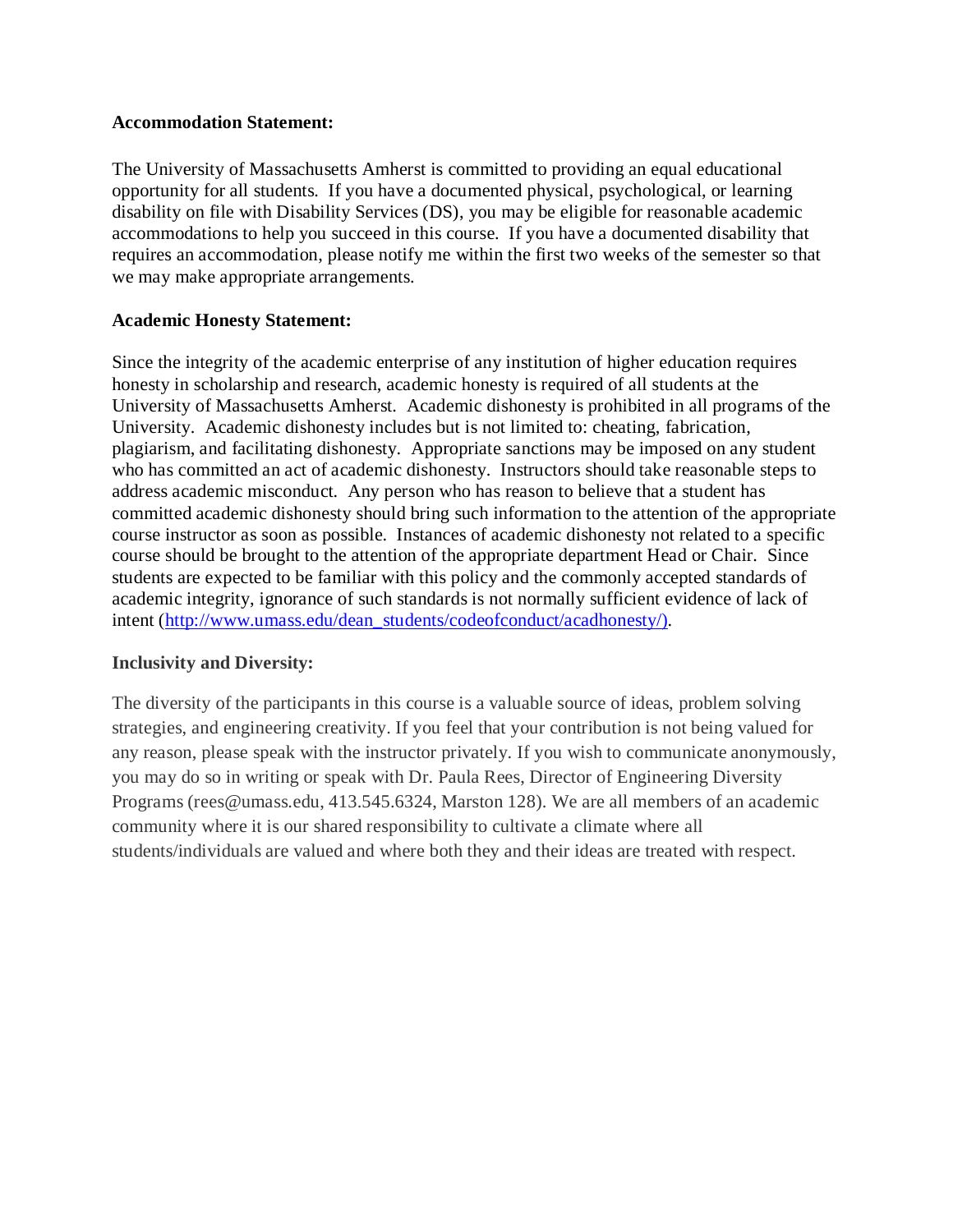**Accommodation Statement:**

The University of Massachusetts Amherst is committed to providing an equal educational opportunity for all students. If you have a documented physical, psychological, or learning disability on file with Disability Services (DS), you may be eligible for reasonable academic accommodations to help you succeed in this course. If you have a documented disability that requires an accommodation, please notify me within the first two weeks of the semester so that we may make appropriate arrangements.

**Academic Honesty Statement:**

Since the integrity of the academic enterprise of any institution of higher education requires honesty in scholarship and research, academic honesty is required of all students at the University of Massachusetts Amherst. Academic dishonesty is prohibited in all programs of the University. Academic dishonesty includes but is not limited to: cheating, fabrication, plagiarism, and facilitating dishonesty. Appropriate sanctions may be imposed on any student who has committed an act of academic dishonesty. Instructors should take reasonable steps to address academic misconduct. Any person who has reason to believe that a student has committed academic dishonesty should bring such information to the attention of the appropriate course instructor as soon as possible. Instances of academic dishonesty not related to a specific course should be brought to the attention of the appropriate department Head or Chair. Since students are expected to be familiar with this policy and the commonly accepted standards of academic integrity, ignorance of such standards is not normally sufficient evidence of lack of intent (http://www.umass.edu/dean_students/codeofconduct/acadhonesty/).

**Inclusivity and Diversity:**

The diversity of the participants in this course is a valuable source of ideas, problem solving strategies, and engineering creativity. If you feel that your contribution is not being valued for any reason, please speak with the instructor privately. If you wish to communicate anonymously, you may do so in writing or speak with Dr. Paula Rees, Director of Engineering Diversity Programs (rees@umass.edu, 413.545.6324, Marston 128). We are all members of an academic community where it is our shared responsibility to cultivate a climate where all students/individuals are valued and where both they and their ideas are treated with respect.